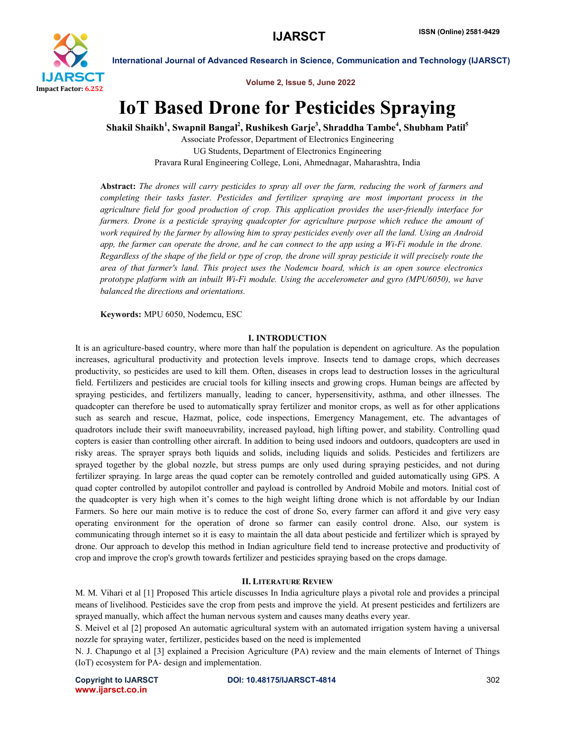# IoT Based Drone for Pesticides Spraying

**Shakil Shaikh[1], Swapnil Bangal[2], Rushikesh Garje[3], Shraddha Tambe[4], Shubham Patil[5]**

Associate Professor, Department of Electronics Engineering
UG Students, Department of Electronics Engineering
Pravara Rural Engineering College, Loni, Ahmednagar, Maharashtra, India

**Abstract:** *The drones will carry pesticides to spray all over the farm, reducing the work of farmers and completing their tasks faster. Pesticides and fertilizer spraying are most important process in the agriculture field for good production of crop. This application provides the user-friendly interface for farmers. Drone is a pesticide spraying quadcopter for agriculture purpose which reduce the amount of work required by the farmer by allowing him to spray pesticides evenly over all the land. Using an Android app, the farmer can operate the drone, and he can connect to the app using a Wi-Fi module in the drone. Regardless of the shape of the field or type of crop, the drone will spray pesticide it will precisely route the area of that farmer's land. This project uses the Nodemcu board, which is an open source electronics prototype platform with an inbuilt Wi-Fi module. Using the accelerometer and gyro (MPU6050), we have balanced the directions and orientations.*

**Keywords:** MPU 6050, Nodemcu, ESC

## I. INTRODUCTION

It is an agriculture-based country, where more than half the population is dependent on agriculture. As the population increases, agricultural productivity and protection levels improve. Insects tend to damage crops, which decreases productivity, so pesticides are used to kill them. Often, diseases in crops lead to destruction losses in the agricultural field. Fertilizers and pesticides are crucial tools for killing insects and growing crops. Human beings are affected by spraying pesticides, and fertilizers manually, leading to cancer, hypersensitivity, asthma, and other illnesses. The quadcopter can therefore be used to automatically spray fertilizer and monitor crops, as well as for other applications such as search and rescue, Hazmat, police, code inspections, Emergency Management, etc. The advantages of quadrotors include their swift manoeuvrability, increased payload, high lifting power, and stability. Controlling quad copters is easier than controlling other aircraft. In addition to being used indoors and outdoors, quadcopters are used in risky areas. The sprayer sprays both liquids and solids, including liquids and solids. Pesticides and fertilizers are sprayed together by the global nozzle, but stress pumps are only used during spraying pesticides, and not during fertilizer spraying. In large areas the quad copter can be remotely controlled and guided automatically using GPS. A quad copter controlled by autopilot controller and payload is controlled by Android Mobile and motors. Initial cost of the quadcopter is very high when it's comes to the high weight lifting drone which is not affordable by our Indian Farmers. So here our main motive is to reduce the cost of drone So, every farmer can afford it and give very easy operating environment for the operation of drone so farmer can easily control drone. Also, our system is communicating through internet so it is easy to maintain the all data about pesticide and fertilizer which is sprayed by drone. Our approach to develop this method in Indian agriculture field tend to increase protective and productivity of crop and improve the crop's growth towards fertilizer and pesticides spraying based on the crops damage.

## II. LITERATURE REVIEW

M. M. Vihari et al [1] Proposed This article discusses In India agriculture plays a pivotal role and provides a principal means of livelihood. Pesticides save the crop from pests and improve the yield. At present pesticides and fertilizers are sprayed manually, which affect the human nervous system and causes many deaths every year.

S. Meivel et al [2] proposed An automatic agricultural system with an automated irrigation system having a universal nozzle for spraying water, fertilizer, pesticides based on the need is implemented

N. J. Chapungo et al [3] explained a Precision Agriculture (PA) review and the main elements of Internet of Things (IoT) ecosystem for PA- design and implementation.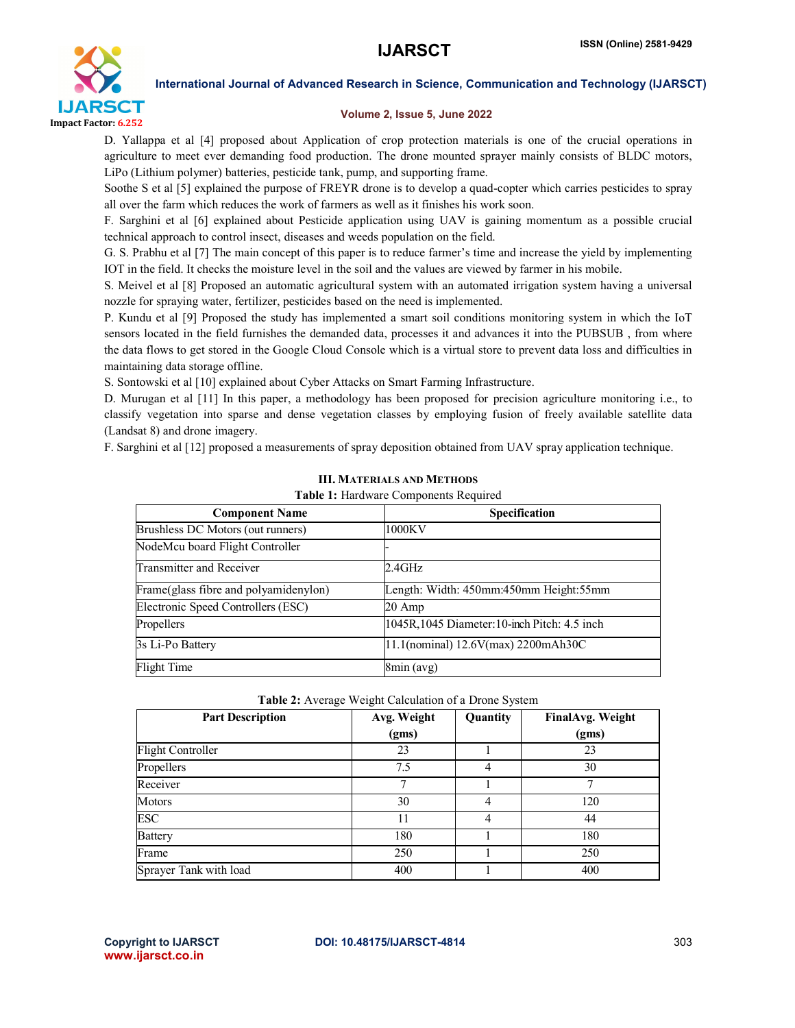D. Yallappa et al [4] proposed about Application of crop protection materials is one of the crucial operations in agriculture to meet ever demanding food production. The drone mounted sprayer mainly consists of BLDC motors, LiPo (Lithium polymer) batteries, pesticide tank, pump, and supporting frame.

Soothe S et al [5] explained the purpose of FREYR drone is to develop a quad-copter which carries pesticides to spray all over the farm which reduces the work of farmers as well as it finishes his work soon.

F. Sarghini et al [6] explained about Pesticide application using UAV is gaining momentum as a possible crucial technical approach to control insect, diseases and weeds population on the field.

G. S. Prabhu et al [7] The main concept of this paper is to reduce farmer's time and increase the yield by implementing IOT in the field. It checks the moisture level in the soil and the values are viewed by farmer in his mobile.

S. Meivel et al [8] Proposed an automatic agricultural system with an automated irrigation system having a universal nozzle for spraying water, fertilizer, pesticides based on the need is implemented.

P. Kundu et al [9] Proposed the study has implemented a smart soil conditions monitoring system in which the IoT sensors located in the field furnishes the demanded data, processes it and advances it into the PUBSUB , from where the data flows to get stored in the Google Cloud Console which is a virtual store to prevent data loss and difficulties in maintaining data storage offline.

S. Sontowski et al [10] explained about Cyber Attacks on Smart Farming Infrastructure.

D. Murugan et al [11] In this paper, a methodology has been proposed for precision agriculture monitoring i.e., to classify vegetation into sparse and dense vegetation classes by employing fusion of freely available satellite data (Landsat 8) and drone imagery.

F. Sarghini et al [12] proposed a measurements of spray deposition obtained from UAV spray application technique.

## III. Materials and Methods

**Table 1:** Hardware Components Required

| Component Name | Specification |
|---|---|
| Brushless DC Motors (out runners) | 1000KV |
| NodeMcu board Flight Controller | - |
| Transmitter and Receiver | 2.4GHz |
| Frame(glass fibre and polyamidenylon) | Length: Width: 450mm:450mm Height:55mm |
| Electronic Speed Controllers (ESC) | 20 Amp |
| Propellers | 1045R,1045 Diameter:10-inch Pitch: 4.5 inch |
| 3s Li-Po Battery | 11.1(nominal) 12.6V(max) 2200mAh30C |
| Flight Time | 8min (avg) |

**Table 2:** Average Weight Calculation of a Drone System

| Part Description | Avg. Weight (gms) | Quantity | FinalAvg. Weight (gms) |
|---|---|---|---|
| Flight Controller | 23 | 1 | 23 |
| Propellers | 7.5 | 4 | 30 |
| Receiver | 7 | 1 | 7 |
| Motors | 30 | 4 | 120 |
| ESC | 11 | 4 | 44 |
| Battery | 180 | 1 | 180 |
| Frame | 250 | 1 | 250 |
| Sprayer Tank with load | 400 | 1 | 400 |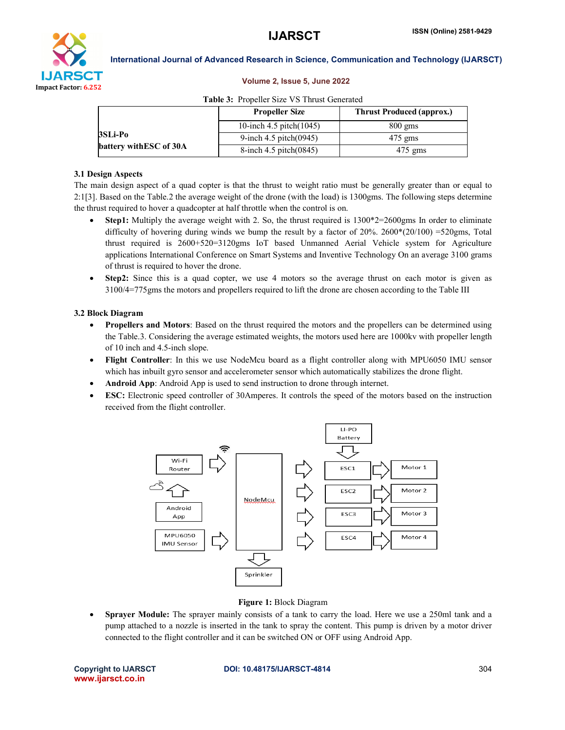**Table 3:** Propeller Size VS Thrust Generated

| | Propeller Size | Thrust Produced (approx.) |
|---|---|---|
| 3SLi-Po battery withESC of 30A | 10-inch 4.5 pitch(1045) | 800 gms |
| | 9-inch 4.5 pitch(0945) | 475 gms |
| | 8-inch 4.5 pitch(0845) | 475 gms |

### 3.1 Design Aspects

The main design aspect of a quad copter is that the thrust to weight ratio must be generally greater than or equal to 2:1[3]. Based on the Table.2 the average weight of the drone (with the load) is 1300gms. The following steps determine the thrust required to hover a quadcopter at half throttle when the control is on.

- **Step1:** Multiply the average weight with 2. So, the thrust required is 1300*2=2600gms In order to eliminate difficulty of hovering during winds we bump the result by a factor of 20%. 2600*(20/100) =520gms, Total thrust required is 2600+520=3120gms IoT based Unmanned Aerial Vehicle system for Agriculture applications International Conference on Smart Systems and Inventive Technology On an average 3100 grams of thrust is required to hover the drone.
- **Step2:** Since this is a quad copter, we use 4 motors so the average thrust on each motor is given as 3100/4=775gms the motors and propellers required to lift the drone are chosen according to the Table III

### 3.2 Block Diagram

- **Propellers and Motors**: Based on the thrust required the motors and the propellers can be determined using the Table.3. Considering the average estimated weights, the motors used here are 1000kv with propeller length of 10 inch and 4.5-inch slope.
- **Flight Controller**: In this we use NodeMcu board as a flight controller along with MPU6050 IMU sensor which has inbuilt gyro sensor and accelerometer sensor which automatically stabilizes the drone flight.
- **Android App**: Android App is used to send instruction to drone through internet.
- **ESC:** Electronic speed controller of 30Amperes. It controls the speed of the motors based on the instruction received from the flight controller.

**Figure 1:** Block Diagram

- **Sprayer Module:** The sprayer mainly consists of a tank to carry the load. Here we use a 250ml tank and a pump attached to a nozzle is inserted in the tank to spray the content. This pump is driven by a motor driver connected to the flight controller and it can be switched ON or OFF using Android App.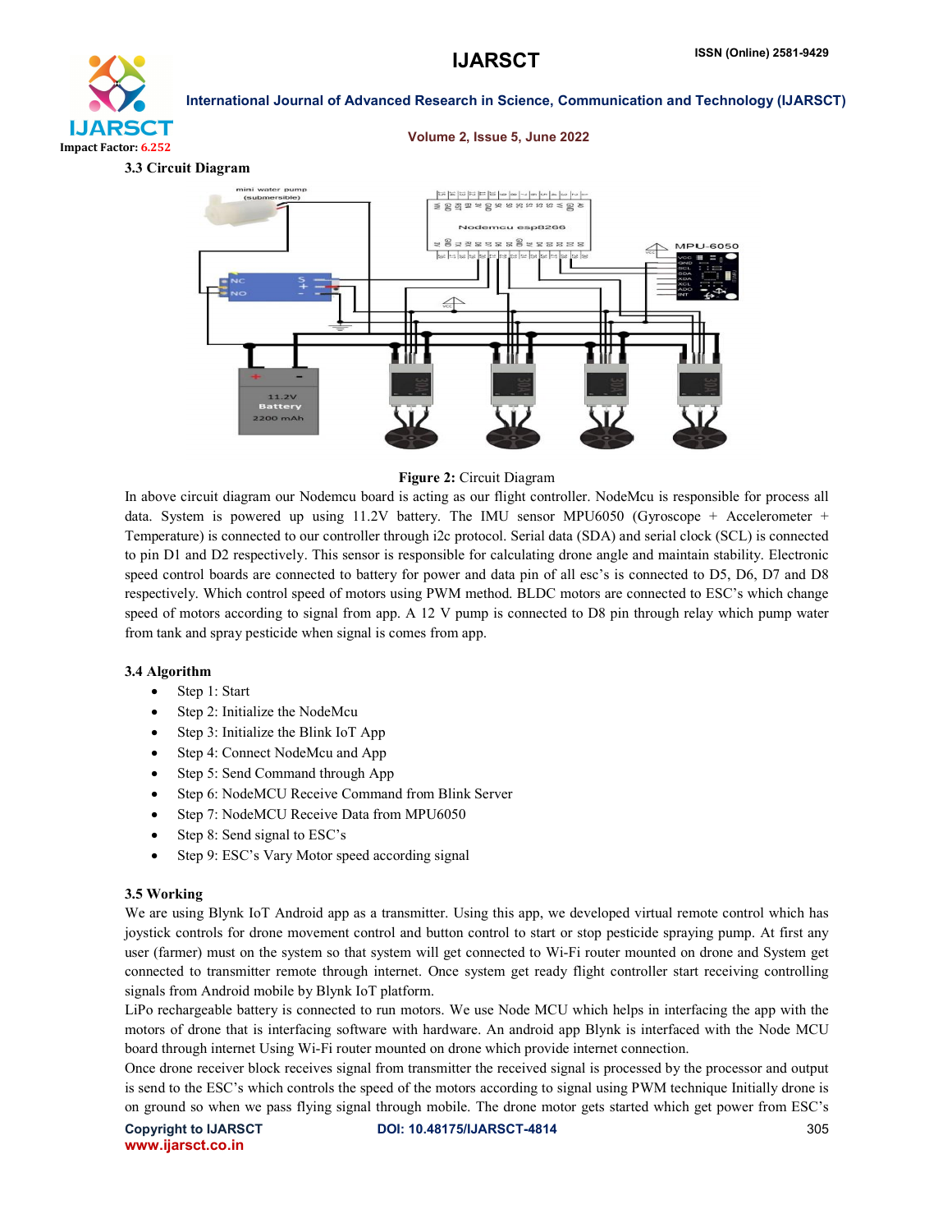### 3.3 Circuit Diagram

**Figure 2:** Circuit Diagram

In above circuit diagram our Nodemcu board is acting as our flight controller. NodeMcu is responsible for process all data. System is powered up using 11.2V battery. The IMU sensor MPU6050 (Gyroscope + Accelerometer + Temperature) is connected to our controller through i2c protocol. Serial data (SDA) and serial clock (SCL) is connected to pin D1 and D2 respectively. This sensor is responsible for calculating drone angle and maintain stability. Electronic speed control boards are connected to battery for power and data pin of all esc's is connected to D5, D6, D7 and D8 respectively. Which control speed of motors using PWM method. BLDC motors are connected to ESC's which change speed of motors according to signal from app. A 12 V pump is connected to D8 pin through relay which pump water from tank and spray pesticide when signal is comes from app.

### 3.4 Algorithm

- Step 1: Start
- Step 2: Initialize the NodeMcu
- Step 3: Initialize the Blink IoT App
- Step 4: Connect NodeMcu and App
- Step 5: Send Command through App
- Step 6: NodeMCU Receive Command from Blink Server
- Step 7: NodeMCU Receive Data from MPU6050
- Step 8: Send signal to ESC's
- Step 9: ESC's Vary Motor speed according signal

### 3.5 Working

We are using Blynk IoT Android app as a transmitter. Using this app, we developed virtual remote control which has joystick controls for drone movement control and button control to start or stop pesticide spraying pump. At first any user (farmer) must on the system so that system will get connected to Wi-Fi router mounted on drone and System get connected to transmitter remote through internet. Once system get ready flight controller start receiving controlling signals from Android mobile by Blynk IoT platform.

LiPo rechargeable battery is connected to run motors. We use Node MCU which helps in interfacing the app with the motors of drone that is interfacing software with hardware. An android app Blynk is interfaced with the Node MCU board through internet Using Wi-Fi router mounted on drone which provide internet connection.

Once drone receiver block receives signal from transmitter the received signal is processed by the processor and output is send to the ESC's which controls the speed of the motors according to signal using PWM technique Initially drone is on ground so when we pass flying signal through mobile. The drone motor gets started which get power from ESC's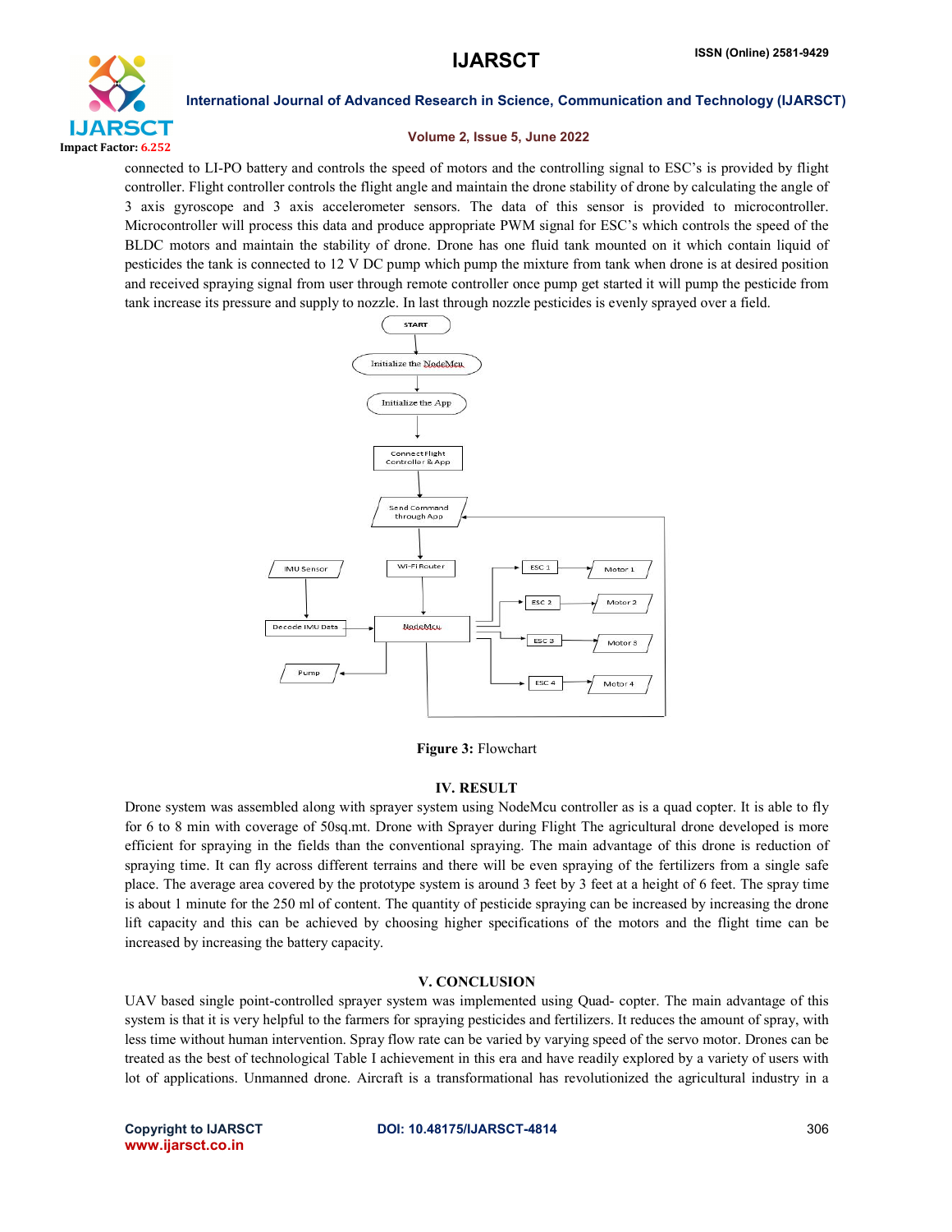connected to LI-PO battery and controls the speed of motors and the controlling signal to ESC's is provided by flight controller. Flight controller controls the flight angle and maintain the drone stability of drone by calculating the angle of 3 axis gyroscope and 3 axis accelerometer sensors. The data of this sensor is provided to microcontroller. Microcontroller will process this data and produce appropriate PWM signal for ESC's which controls the speed of the BLDC motors and maintain the stability of drone. Drone has one fluid tank mounted on it which contain liquid of pesticides the tank is connected to 12 V DC pump which pump the mixture from tank when drone is at desired position and received spraying signal from user through remote controller once pump get started it will pump the pesticide from tank increase its pressure and supply to nozzle. In last through nozzle pesticides is evenly sprayed over a field.

**Figure 3:** Flowchart

## IV. RESULT

Drone system was assembled along with sprayer system using NodeMcu controller as is a quad copter. It is able to fly for 6 to 8 min with coverage of 50sq.mt. Drone with Sprayer during Flight The agricultural drone developed is more efficient for spraying in the fields than the conventional spraying. The main advantage of this drone is reduction of spraying time. It can fly across different terrains and there will be even spraying of the fertilizers from a single safe place. The average area covered by the prototype system is around 3 feet by 3 feet at a height of 6 feet. The spray time is about 1 minute for the 250 ml of content. The quantity of pesticide spraying can be increased by increasing the drone lift capacity and this can be achieved by choosing higher specifications of the motors and the flight time can be increased by increasing the battery capacity.

## V. CONCLUSION

UAV based single point-controlled sprayer system was implemented using Quad- copter. The main advantage of this system is that it is very helpful to the farmers for spraying pesticides and fertilizers. It reduces the amount of spray, with less time without human intervention. Spray flow rate can be varied by varying speed of the servo motor. Drones can be treated as the best of technological Table I achievement in this era and have readily explored by a variety of users with lot of applications. Unmanned drone. Aircraft is a transformational has revolutionized the agricultural industry in a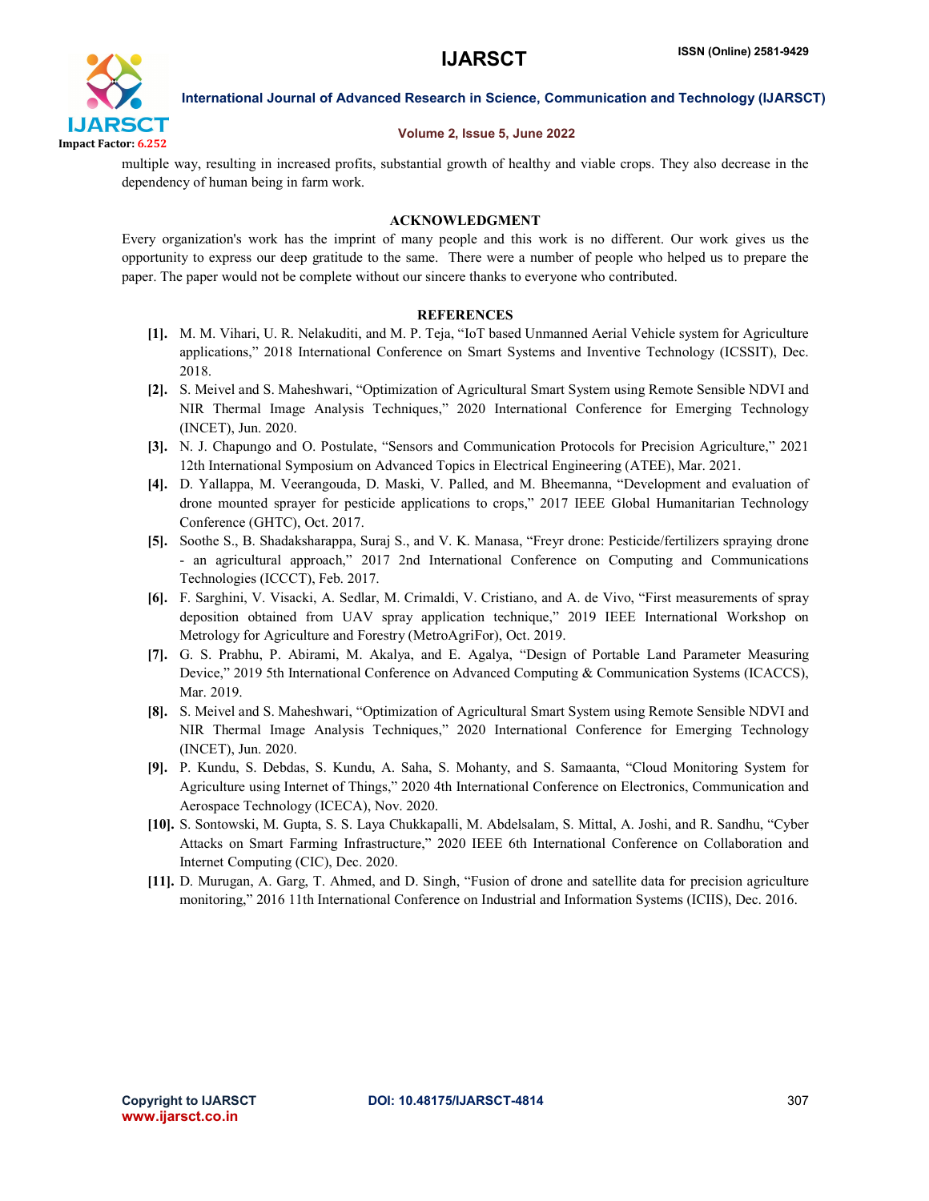multiple way, resulting in increased profits, substantial growth of healthy and viable crops. They also decrease in the dependency of human being in farm work.

## ACKNOWLEDGMENT

Every organization's work has the imprint of many people and this work is no different. Our work gives us the opportunity to express our deep gratitude to the same. There were a number of people who helped us to prepare the paper. The paper would not be complete without our sincere thanks to everyone who contributed.

## REFERENCES

- **[1].** M. M. Vihari, U. R. Nelakuditi, and M. P. Teja, "IoT based Unmanned Aerial Vehicle system for Agriculture applications," 2018 International Conference on Smart Systems and Inventive Technology (ICSSIT), Dec. 2018.
- **[2].** S. Meivel and S. Maheshwari, "Optimization of Agricultural Smart System using Remote Sensible NDVI and NIR Thermal Image Analysis Techniques," 2020 International Conference for Emerging Technology (INCET), Jun. 2020.
- **[3].** N. J. Chapungo and O. Postulate, "Sensors and Communication Protocols for Precision Agriculture," 2021 12th International Symposium on Advanced Topics in Electrical Engineering (ATEE), Mar. 2021.
- **[4].** D. Yallappa, M. Veerangouda, D. Maski, V. Palled, and M. Bheemanna, "Development and evaluation of drone mounted sprayer for pesticide applications to crops," 2017 IEEE Global Humanitarian Technology Conference (GHTC), Oct. 2017.
- **[5].** Soothe S., B. Shadaksharappa, Suraj S., and V. K. Manasa, "Freyr drone: Pesticide/fertilizers spraying drone - an agricultural approach," 2017 2nd International Conference on Computing and Communications Technologies (ICCCT), Feb. 2017.
- **[6].** F. Sarghini, V. Visacki, A. Sedlar, M. Crimaldi, V. Cristiano, and A. de Vivo, "First measurements of spray deposition obtained from UAV spray application technique," 2019 IEEE International Workshop on Metrology for Agriculture and Forestry (MetroAgriFor), Oct. 2019.
- **[7].** G. S. Prabhu, P. Abirami, M. Akalya, and E. Agalya, "Design of Portable Land Parameter Measuring Device," 2019 5th International Conference on Advanced Computing & Communication Systems (ICACCS), Mar. 2019.
- **[8].** S. Meivel and S. Maheshwari, "Optimization of Agricultural Smart System using Remote Sensible NDVI and NIR Thermal Image Analysis Techniques," 2020 International Conference for Emerging Technology (INCET), Jun. 2020.
- **[9].** P. Kundu, S. Debdas, S. Kundu, A. Saha, S. Mohanty, and S. Samaanta, "Cloud Monitoring System for Agriculture using Internet of Things," 2020 4th International Conference on Electronics, Communication and Aerospace Technology (ICECA), Nov. 2020.
- **[10].** S. Sontowski, M. Gupta, S. S. Laya Chukkapalli, M. Abdelsalam, S. Mittal, A. Joshi, and R. Sandhu, "Cyber Attacks on Smart Farming Infrastructure," 2020 IEEE 6th International Conference on Collaboration and Internet Computing (CIC), Dec. 2020.
- **[11].** D. Murugan, A. Garg, T. Ahmed, and D. Singh, "Fusion of drone and satellite data for precision agriculture monitoring," 2016 11th International Conference on Industrial and Information Systems (ICIIS), Dec. 2016.